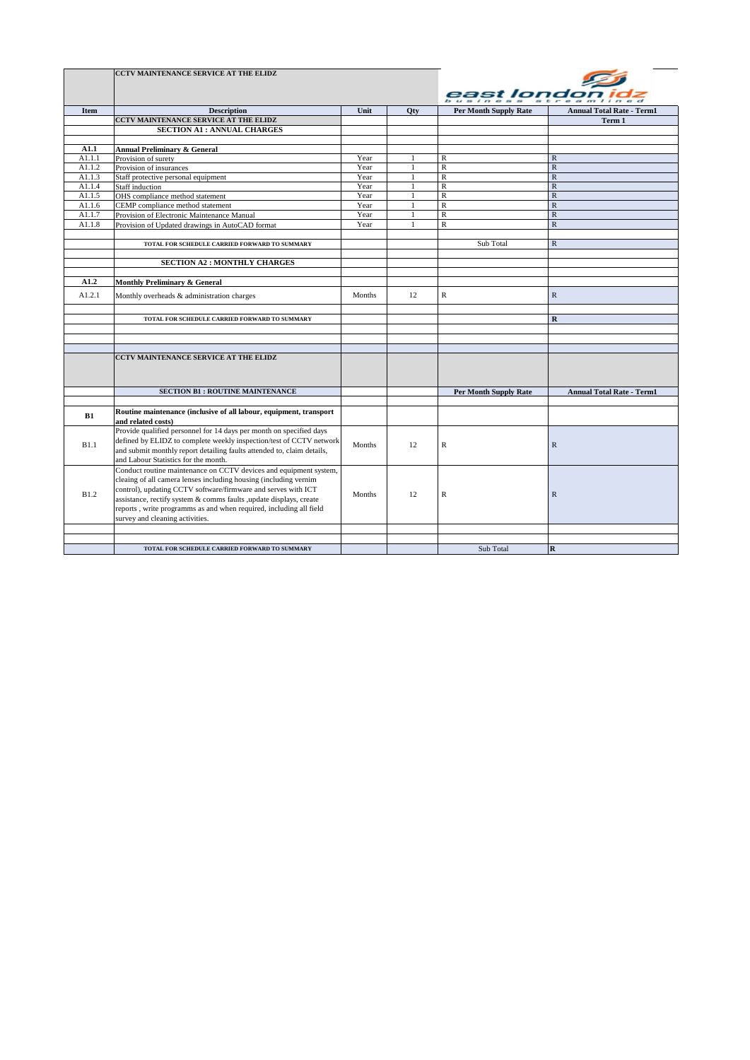| | CCTV MAINTENANCE SERVICE AT THE ELIDZ | | | east london idz business streamlined | |
|---|---|---|---|---|---|
| **Item** | **Description** | **Unit** | **Qty** | **Per Month Supply Rate** | **Annual Total Rate - Term1** |
| | **CCTV MAINTENANCE SERVICE AT THE ELIDZ** | | | | **Term 1** |
| | **SECTION A1 : ANNUAL CHARGES** | | | | |
| | | | | | |
| **A1.1** | **Annual Preliminary & General** | | | | |
| A1.1.1 | Provision of surety | Year | 1 | R | R |
| A1.1.2 | Provision of insurances | Year | 1 | R | R |
| A1.1.3 | Staff protective personal equipment | Year | 1 | R | R |
| A1.1.4 | Staff induction | Year | 1 | R | R |
| A1.1.5 | OHS compliance method statement | Year | 1 | R | R |
| A1.1.6 | CEMP compliance method statement | Year | 1 | R | R |
| A1.1.7 | Provision of Electronic Maintenance Manual | Year | 1 | R | R |
| A1.1.8 | Provision of Updated drawings in AutoCAD format | Year | 1 | R | R |
| | | | | | |
| | TOTAL FOR SCHEDULE CARRIED FORWARD TO SUMMARY | | | Sub Total | R |
| | | | | | |
| | **SECTION A2 : MONTHLY CHARGES** | | | | |
| | | | | | |
| **A1.2** | **Monthly Preliminary & General** | | | | |
| A1.2.1 | Monthly overheads & administration charges | Months | 12 | R | R |
| | | | | | |
| | TOTAL FOR SCHEDULE CARRIED FORWARD TO SUMMARY | | | | **R** |
| | | | | | |
| | | | | | |
| | | | | | |
| | **CCTV MAINTENANCE SERVICE AT THE ELIDZ** | | | | |
| | **SECTION B1 : ROUTINE MAINTENANCE** | | | **Per Month Supply Rate** | **Annual Total Rate - Term1** |
| | | | | | |
| **B1** | **Routine maintenance (inclusive of all labour, equipment, transport and related costs)** | | | | |
| B1.1 | Provide qualified personnel for 14 days per month on specified days defined by ELIDZ to complete weekly inspection/test of CCTV network and submit monthly report detailing faults attended to, claim details, and Labour Statistics for the month. | Months | 12 | R | R |
| B1.2 | Conduct routine maintenance on CCTV devices and equipment system, cleaing of all camera lenses including housing (including vernim control), updating CCTV software/firmware and serves with ICT assistance, rectify system & comms faults ,update displays, create reports , write programms as and when required, including all field survey and cleaning activities. | Months | 12 | R | R |
| | | | | | |
| | | | | | |
| | TOTAL FOR SCHEDULE CARRIED FORWARD TO SUMMARY | | | Sub Total | **R** |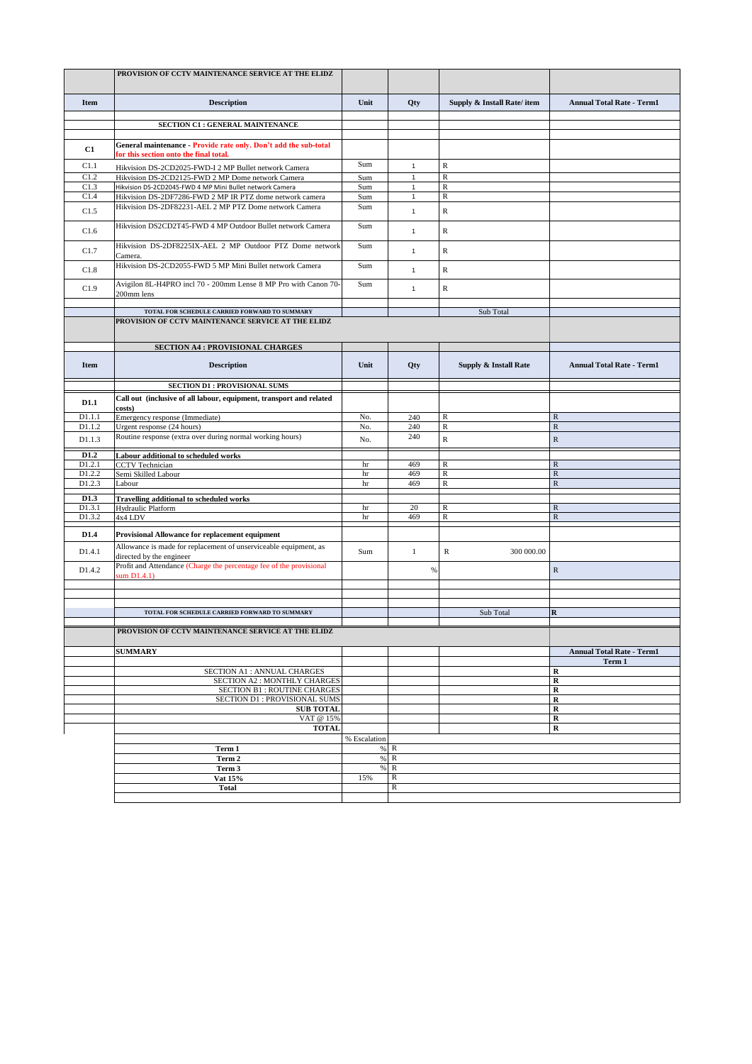| | PROVISION OF CCTV MAINTENANCE SERVICE AT THE ELIDZ | | | | |
|---|---|---|---|---|---|
| **Item** | **Description** | **Unit** | **Qty** | **Supply & Install Rate/ item** | **Annual Total Rate - Term1** |
| | **SECTION C1 : GENERAL MAINTENANCE** | | | | |
| **C1** | **General maintenance - Provide rate only. Don't add the sub-total for this section onto the final total.** | | | | |
| C1.1 | Hikvision DS-2CD2025-FWD-I 2 MP Bullet network Camera | Sum | 1 | R | |
| C1.2 | Hikvision DS-2CD2125-FWD 2 MP Dome network Camera | Sum | 1 | R | |
| C1.3 | Hikvision DS-2CD2045-FWD 4 MP Mini Bullet network Camera | Sum | 1 | R | |
| C1.4 | Hikvision DS-2DF7286-FWD 2 MP IR PTZ dome network camera | Sum | 1 | R | |
| C1.5 | Hikvision DS-2DF82231-AEL 2 MP PTZ Dome network Camera | Sum | 1 | R | |
| C1.6 | Hikvision DS2CD2T45-FWD 4 MP Outdoor Bullet network Camera | Sum | 1 | R | |
| C1.7 | Hikvision DS-2DF8225IX-AEL 2 MP Outdoor PTZ Dome network Camera. | Sum | 1 | R | |
| C1.8 | Hikvision DS-2CD2055-FWD 5 MP Mini Bullet network Camera | Sum | 1 | R | |
| C1.9 | Avigilon 8L-H4PRO incl 70 - 200mm Lense 8 MP Pro with Canon 70-200mm lens | Sum | 1 | R | |
| | TOTAL FOR SCHEDULE CARRIED FORWARD TO SUMMARY | | | Sub Total | |

| | PROVISION OF CCTV MAINTENANCE SERVICE AT THE ELIDZ | | | | |
|---|---|---|---|---|---|
| | **SECTION A4 : PROVISIONAL CHARGES** | | | | |
| **Item** | **Description** | **Unit** | **Qty** | **Supply & Install Rate** | **Annual Total Rate - Term1** |
| | **SECTION D1 : PROVISIONAL SUMS** | | | | |
| **D1.1** | **Call out (inclusive of all labour, equipment, transport and related costs)** | | | | |
| D1.1.1 | Emergency response (Immediate) | No. | 240 | R | R |
| D1.1.2 | Urgent response (24 hours) | No. | 240 | R | R |
| D1.1.3 | Routine response (extra over during normal working hours) | No. | 240 | R | R |
| **D1.2** | **Labour additional to scheduled works** | | | | |
| D1.2.1 | CCTV Technician | hr | 469 | R | R |
| D1.2.2 | Semi Skilled Labour | hr | 469 | R | R |
| D1.2.3 | Labour | hr | 469 | R | R |
| **D1.3** | **Travelling additional to scheduled works** | | | | |
| D1.3.1 | Hydraulic Platform | hr | 20 | R | R |
| D1.3.2 | 4x4 LDV | hr | 469 | R | R |
| **D1.4** | **Provisional Allowance for replacement equipment** | | | | |
| D1.4.1 | Allowance is made for replacement of unserviceable equipment, as directed by the engineer | Sum | 1 | R 300 000.00 | |
| D1.4.2 | Profit and Attendance (Charge the percentage fee of the provisional sum D1.4.1) | | % | | R |
| | TOTAL FOR SCHEDULE CARRIED FORWARD TO SUMMARY | | | Sub Total | **R** |

| | PROVISION OF CCTV MAINTENANCE SERVICE AT THE ELIDZ | | | | |
|---|---|---|---|---|---|
| | **SUMMARY** | | | | **Annual Total Rate - Term1** |
| | | | | | **Term 1** |
| | SECTION A1 : ANNUAL CHARGES | | | | **R** |
| | SECTION A2 : MONTHLY CHARGES | | | | **R** |
| | SECTION B1 : ROUTINE CHARGES | | | | **R** |
| | SECTION D1 : PROVISIONAL SUMS | | | | **R** |
| | **SUB TOTAL** | | | | **R** |
| | VAT @ 15% | | | | **R** |
| | **TOTAL** | | | | **R** |

| | % Escalation | |
|---|---|---|
| **Term 1** | % | R |
| **Term 2** | % | R |
| **Term 3** | % | R |
| **Vat 15%** | 15% | R |
| **Total** | | R |